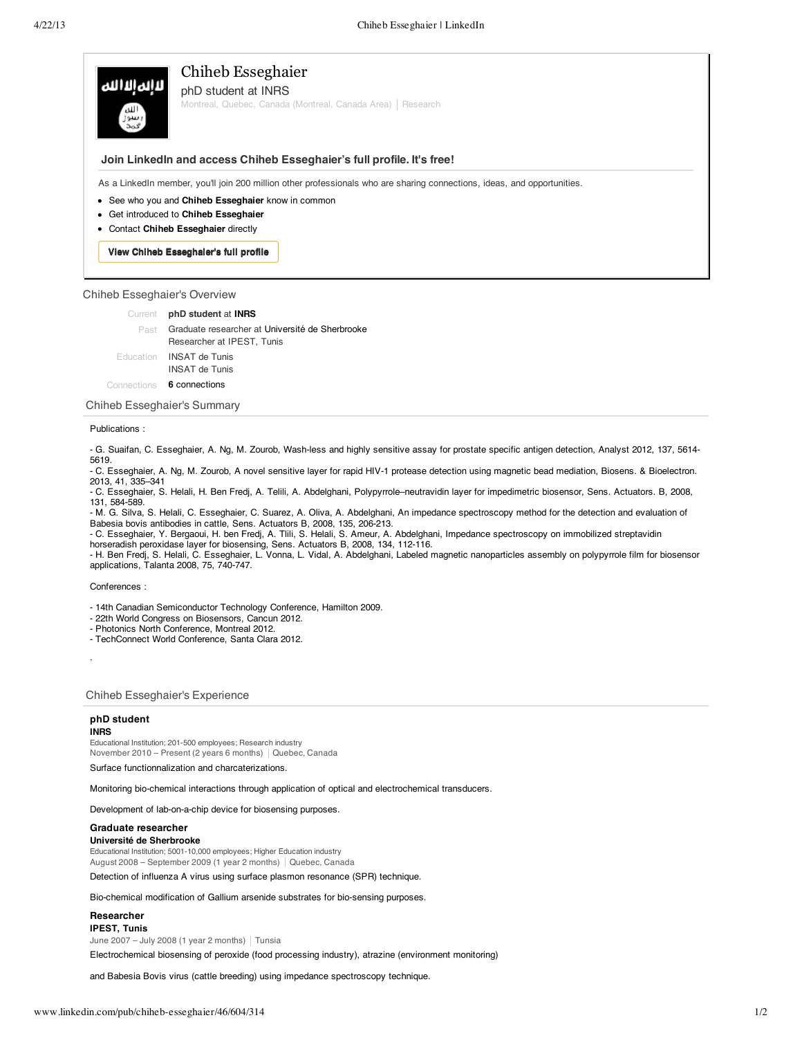# Chiheb Esseghaier

phD student at INRS

Montreal, Quebec, Canada (Montreal, Canada Area) | Research

**Join LinkedIn and access Chiheb Esseghaier's full profile. It's free!**

As a LinkedIn member, you'll join 200 million other professionals who are sharing connections, ideas, and opportunities.

- See who you and **Chiheb Esseghaier** know in common
- Get introduced to **Chiheb Esseghaier**
- Contact **Chiheb Esseghaier** directly

**View Chiheb Esseghaier's full profile**

## Chiheb Esseghaier's Overview

| | |
|---|---|
| Current | **phD student** at **INRS** |
| Past | Graduate researcher at Université de Sherbrooke<br>Researcher at IPEST, Tunis |
| Education | INSAT de Tunis<br>INSAT de Tunis |
| Connections | **6** connections |

## Chiheb Esseghaier's Summary

Publications :

- G. Suaifan, C. Esseghaier, A. Ng, M. Zourob, Wash-less and highly sensitive assay for prostate specific antigen detection, Analyst 2012, 137, 5614-5619.
- C. Esseghaier, A. Ng, M. Zourob, A novel sensitive layer for rapid HIV-1 protease detection using magnetic bead mediation, Biosens. & Bioelectron. 2013, 41, 335–341
- C. Esseghaier, S. Helali, H. Ben Fredj, A. Telili, A. Abdelghani, Polypyrrole–neutravidin layer for impedimetric biosensor, Sens. Actuators. B, 2008, 131, 584-589.
- M. G. Silva, S. Helali, C. Esseghaier, C. Suarez, A. Oliva, A. Abdelghani, An impedance spectroscopy method for the detection and evaluation of Babesia bovis antibodies in cattle, Sens. Actuators B, 2008, 135, 206-213.
- C. Esseghaier, Y. Bergaoui, H. ben Fredj, A. Tlili, S. Helali, S. Ameur, A. Abdelghani, Impedance spectroscopy on immobilized streptavidin horseradish peroxidase layer for biosensing, Sens. Actuators B, 2008, 134, 112-116.
- H. Ben Fredj, S. Helali, C. Esseghaier, L. Vonna, L. Vidal, A. Abdelghani, Labeled magnetic nanoparticles assembly on polypyrrole film for biosensor applications, Talanta 2008, 75, 740-747.

Conferences :

- 14th Canadian Semiconductor Technology Conference, Hamilton 2009.
- 22th World Congress on Biosensors, Cancun 2012.
- Photonics North Conference, Montreal 2012.
- TechConnect World Conference, Santa Clara 2012.

.

## Chiheb Esseghaier's Experience

### phD student

**INRS**

Educational Institution; 201-500 employees; Research industry

November 2010 – Present (2 years 6 months) | Quebec, Canada

Surface functionnalization and charcaterizations.

Monitoring bio-chemical interactions through application of optical and electrochemical transducers.

Development of lab-on-a-chip device for biosensing purposes.

### Graduate researcher

**Université de Sherbrooke**

Educational Institution; 5001-10,000 employees; Higher Education industry

August 2008 – September 2009 (1 year 2 months) | Quebec, Canada

Detection of influenza A virus using surface plasmon resonance (SPR) technique.

Bio-chemical modification of Gallium arsenide substrates for bio-sensing purposes.

### Researcher

**IPEST, Tunis**

June 2007 – July 2008 (1 year 2 months) | Tunsia

Electrochemical biosensing of peroxide (food processing industry), atrazine (environment monitoring)

and Babesia Bovis virus (cattle breeding) using impedance spectroscopy technique.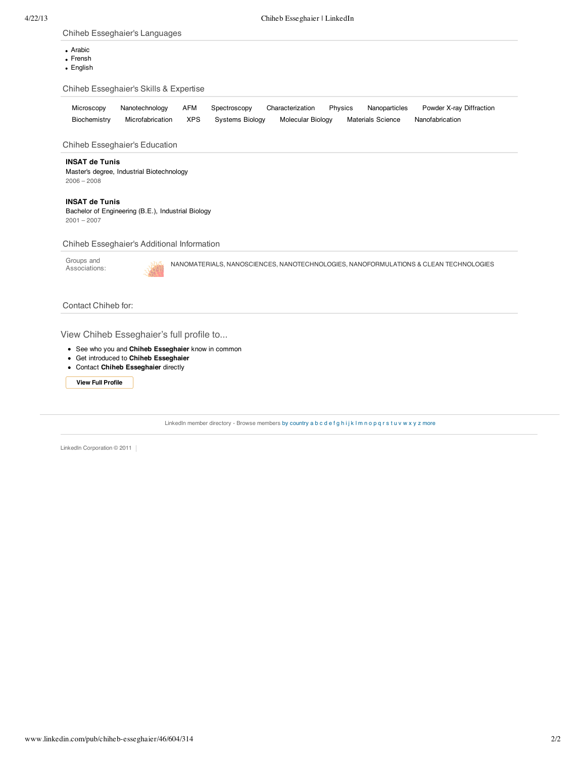## Chiheb Esseghaier's Languages

- Arabic
- Frensh
- English

## Chiheb Esseghaier's Skills & Expertise

Microscopy Nanotechnology AFM Spectroscopy Characterization Physics Nanoparticles Powder X-ray Diffraction Biochemistry Microfabrication XPS Systems Biology Molecular Biology Materials Science Nanofabrication

## Chiheb Esseghaier's Education

**INSAT de Tunis**
Master's degree, Industrial Biotechnology
2006 – 2008

**INSAT de Tunis**
Bachelor of Engineering (B.E.), Industrial Biology
2001 – 2007

## Chiheb Esseghaier's Additional Information

Groups and Associations: NANOMATERIALS, NANOSCIENCES, NANOTECHNOLOGIES, NANOFORMULATIONS & CLEAN TECHNOLOGIES

## Contact Chiheb for:

## View Chiheb Esseghaier's full profile to...

- See who you and **Chiheb Esseghaier** know in common
- Get introduced to **Chiheb Esseghaier**
- Contact **Chiheb Esseghaier** directly

**View Full Profile**

LinkedIn member directory - Browse members by country a b c d e f g h i j k l m n o p q r s t u v w x y z more

LinkedIn Corporation © 2011